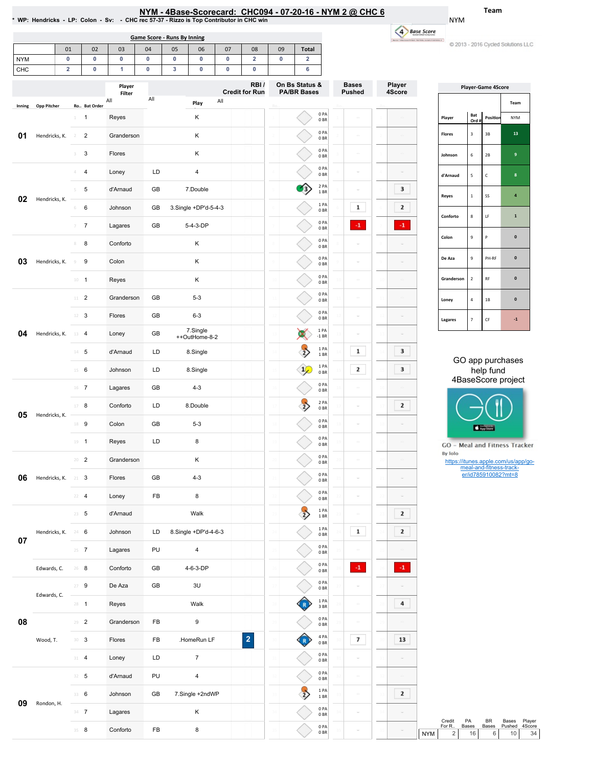# NYM - 4Base-Scorecard: CHC094 - 07-20-16 - NYM 2 @ CHC 6

* WP: Hendricks - LP: Colon - Sv: - CHC rec 57-37 - Rizzo is Top Contributor in CHC win

Team: NYM

© 2013 - 2016 Cycled Solutions LLC

## Game Score - Runs By Inning

| | 01 | 02 | 03 | 04 | 05 | 06 | 07 | 08 | 09 | Total |
|---|---|---|---|---|---|---|---|---|---|---|
| NYM | 0 | 0 | 0 | 0 | 0 | 0 | 0 | 2 | 0 | 2 |
| CHC | 2 | 0 | 1 | 0 | 3 | 0 | 0 | 0 | | 6 |

| Inning | Opp Pitcher | Ro.. | Bat Order | Player | | Play | RBI / Credit for Run | On Bs Status & PA/BR Bases | Bases Pushed | Player 4Score |
|---|---|---|---|---|---|---|---|---|---|---|
| 01 | Hendricks, K. | 1 | 1 | Reyes | | K | | 0 PA 0 BR | -- | -- |
| | | 2 | 2 | Granderson | | K | | 0 PA 0 BR | -- | -- |
| | | 3 | 3 | Flores | | K | | 0 PA 0 BR | -- | -- |
| 02 | Hendricks, K. | 4 | 4 | Loney | LD | 4 | | 0 PA 0 BR | -- | -- |
| | | 5 | 5 | d'Arnaud | GB | 7.Double | | 2 PA 1 BR | -- | 3 |
| | | 6 | 6 | Johnson | GB | 3.Single +DP'd-5-4-3 | | 1 PA 0 BR | 1 | 2 |
| | | 7 | 7 | Lagares | GB | 5-4-3-DP | | 0 PA 0 BR | -1 | -1 |
| 03 | Hendricks, K. | 8 | 8 | Conforto | | K | | 0 PA 0 BR | -- | -- |
| | | 9 | 9 | Colon | | K | | 0 PA 0 BR | -- | -- |
| | | 10 | 1 | Reyes | | K | | 0 PA 0 BR | -- | -- |
| 04 | Hendricks, K. | 11 | 2 | Granderson | GB | 5-3 | | 0 PA 0 BR | -- | -- |
| | | 12 | 3 | Flores | GB | 6-3 | | 0 PA 0 BR | -- | -- |
| | | 13 | 4 | Loney | GB | 7.Single ++OutHome-8-2 | | 1 PA -1 BR | -- | -- |
| | | 14 | 5 | d'Arnaud | LD | 8.Single | | 1 PA 1 BR | 1 | 3 |
| | | 15 | 6 | Johnson | LD | 8.Single | | 1 PA 0 BR | 2 | 3 |
| 05 | Hendricks, K. | 16 | 7 | Lagares | GB | 4-3 | | 0 PA 0 BR | -- | -- |
| | | 17 | 8 | Conforto | LD | 8.Double | | 2 PA 0 BR | -- | 2 |
| | | 18 | 9 | Colon | GB | 5-3 | | 0 PA 0 BR | -- | -- |
| | | 19 | 1 | Reyes | LD | 8 | | 0 PA 0 BR | -- | -- |
| 06 | Hendricks, K. | 20 | 2 | Granderson | | K | | 0 PA 0 BR | -- | -- |
| | | 21 | 3 | Flores | GB | 4-3 | | 0 PA 0 BR | -- | -- |
| | | 22 | 4 | Loney | FB | 8 | | 0 PA 0 BR | -- | -- |
| 07 | Hendricks, K. | 23 | 5 | d'Arnaud | | Walk | | 1 PA 1 BR | -- | 2 |
| | | 24 | 6 | Johnson | LD | 8.Single +DP'd-4-6-3 | | 1 PA 0 BR | 1 | 2 |
| | | 25 | 7 | Lagares | PU | 4 | | 0 PA 0 BR | -- | -- |
| | Edwards, C. | 26 | 8 | Conforto | GB | 4-6-3-DP | | 0 PA 0 BR | -1 | -1 |
| 08 | Edwards, C. | 27 | 9 | De Aza | GB | 3U | | 0 PA 0 BR | -- | -- |
| | | 28 | 1 | Reyes | | Walk | | 1 PA 3 BR | -- | 4 |
| | Wood, T. | 29 | 2 | Granderson | FB | 9 | | 0 PA 0 BR | -- | -- |
| | | 30 | 3 | Flores | FB | .HomeRun LF | 2 | 4 PA 0 BR | 7 | 13 |
| | | 31 | 4 | Loney | LD | 7 | | 0 PA 0 BR | -- | -- |
| 09 | Rondon, H. | 32 | 5 | d'Arnaud | PU | 4 | | 0 PA 0 BR | -- | -- |
| | | 33 | 6 | Johnson | GB | 7.Single +2ndWP | | 1 PA 1 BR | -- | 2 |
| | | 34 | 7 | Lagares | | K | | 0 PA 0 BR | -- | -- |
| | | 35 | 8 | Conforto | FB | 8 | | 0 PA 0 BR | -- | -- |

## Player-Game 4Score

| Player | Bat Ord # | Position | NYM |
|---|---|---|---|
| Flores | 3 | 3B | 13 |
| Johnson | 6 | 2B | 9 |
| d'Arnaud | 5 | C | 8 |
| Reyes | 1 | SS | 4 |
| Conforto | 8 | LF | 1 |
| Colon | 9 | P | 0 |
| De Aza | 9 | PH-RF | 0 |
| Granderson | 2 | RF | 0 |
| Loney | 4 | 1B | 0 |
| Lagares | 7 | CF | -1 |

GO app purchases help fund 4BaseScore project

GO - Meal and Fitness Tracker
By Iolo
https://itunes.apple.com/us/app/go-meal-and-fitness-track-er/id785910082?mt=8

| | Credit For R.. | PA Bases | BR Bases | Bases Pushed | Player 4Score |
|---|---|---|---|---|---|
| NYM | 2 | 16 | 6 | 10 | 34 |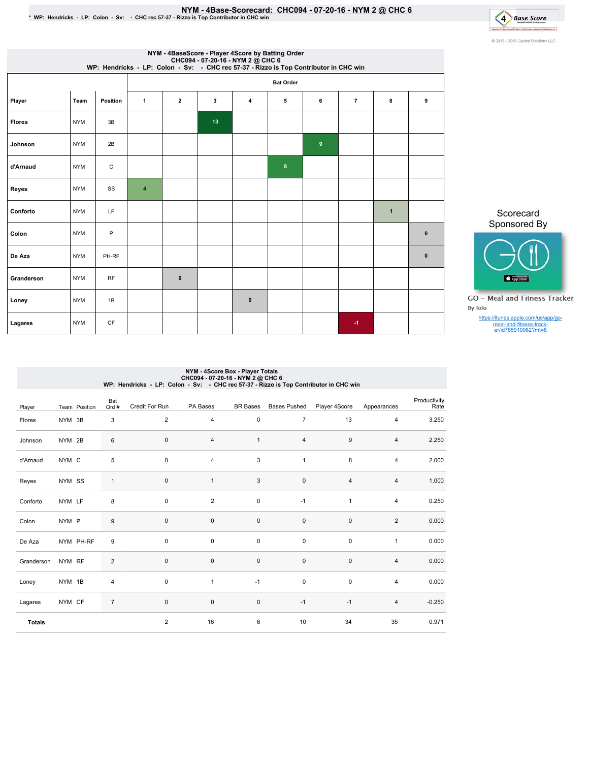# NYM - 4Base-Scorecard: CHC094 - 07-20-16 - NYM 2 @ CHC 6

\* WP: Hendricks - LP: Colon - Sv: - CHC rec 57-37 - Rizzo is Top Contributor in CHC win

© 2013 - 2016 Cycled Solutions LLC

## NYM - 4BaseScore - Player 4Score by Batting Order
CHC094 - 07-20-16 - NYM 2 @ CHC 6
WP: Hendricks - LP: Colon - Sv: - CHC rec 57-37 - Rizzo is Top Contributor in CHC win

| Player | Team | Position | Bat Order 1 | 2 | 3 | 4 | 5 | 6 | 7 | 8 | 9 |
|---|---|---|---|---|---|---|---|---|---|---|---|
| Flores | NYM | 3B | | | 13 | | | | | | |
| Johnson | NYM | 2B | | | | | | 9 | | | |
| d'Arnaud | NYM | C | | | | | 8 | | | | |
| Reyes | NYM | SS | 4 | | | | | | | | |
| Conforto | NYM | LF | | | | | | | | 1 | |
| Colon | NYM | P | | | | | | | | | 0 |
| De Aza | NYM | PH-RF | | | | | | | | | 0 |
| Granderson | NYM | RF | | 0 | | | | | | | |
| Loney | NYM | 1B | | | | 0 | | | | | |
| Lagares | NYM | CF | | | | | | | -1 | | |

Scorecard Sponsored By

GO - Meal and Fitness Tracker
By Iolo

https://itunes.apple.com/us/app/go-meal-and-fitness-track-er/id785910082?mt=8

## NYM - 4Score Box - Player Totals
CHC094 - 07-20-16 - NYM 2 @ CHC 6
WP: Hendricks - LP: Colon - Sv: - CHC rec 57-37 - Rizzo is Top Contributor in CHC win

| Player | Team | Position | Bat Ord # | Credit For Run | PA Bases | BR Bases | Bases Pushed | Player 4Score | Appearances | Productivity Rate |
|---|---|---|---|---|---|---|---|---|---|---|
| Flores | NYM | 3B | 3 | 2 | 4 | 0 | 7 | 13 | 4 | 3.250 |
| Johnson | NYM | 2B | 6 | 0 | 4 | 1 | 4 | 9 | 4 | 2.250 |
| d'Arnaud | NYM | C | 5 | 0 | 4 | 3 | 1 | 8 | 4 | 2.000 |
| Reyes | NYM | SS | 1 | 0 | 1 | 3 | 0 | 4 | 4 | 1.000 |
| Conforto | NYM | LF | 8 | 0 | 2 | 0 | -1 | 1 | 4 | 0.250 |
| Colon | NYM | P | 9 | 0 | 0 | 0 | 0 | 0 | 2 | 0.000 |
| De Aza | NYM | PH-RF | 9 | 0 | 0 | 0 | 0 | 0 | 1 | 0.000 |
| Granderson | NYM | RF | 2 | 0 | 0 | 0 | 0 | 0 | 4 | 0.000 |
| Loney | NYM | 1B | 4 | 0 | 1 | -1 | 0 | 0 | 4 | 0.000 |
| Lagares | NYM | CF | 7 | 0 | 0 | 0 | -1 | -1 | 4 | -0.250 |
| **Totals** | | | | 2 | 16 | 6 | 10 | 34 | 35 | 0.971 |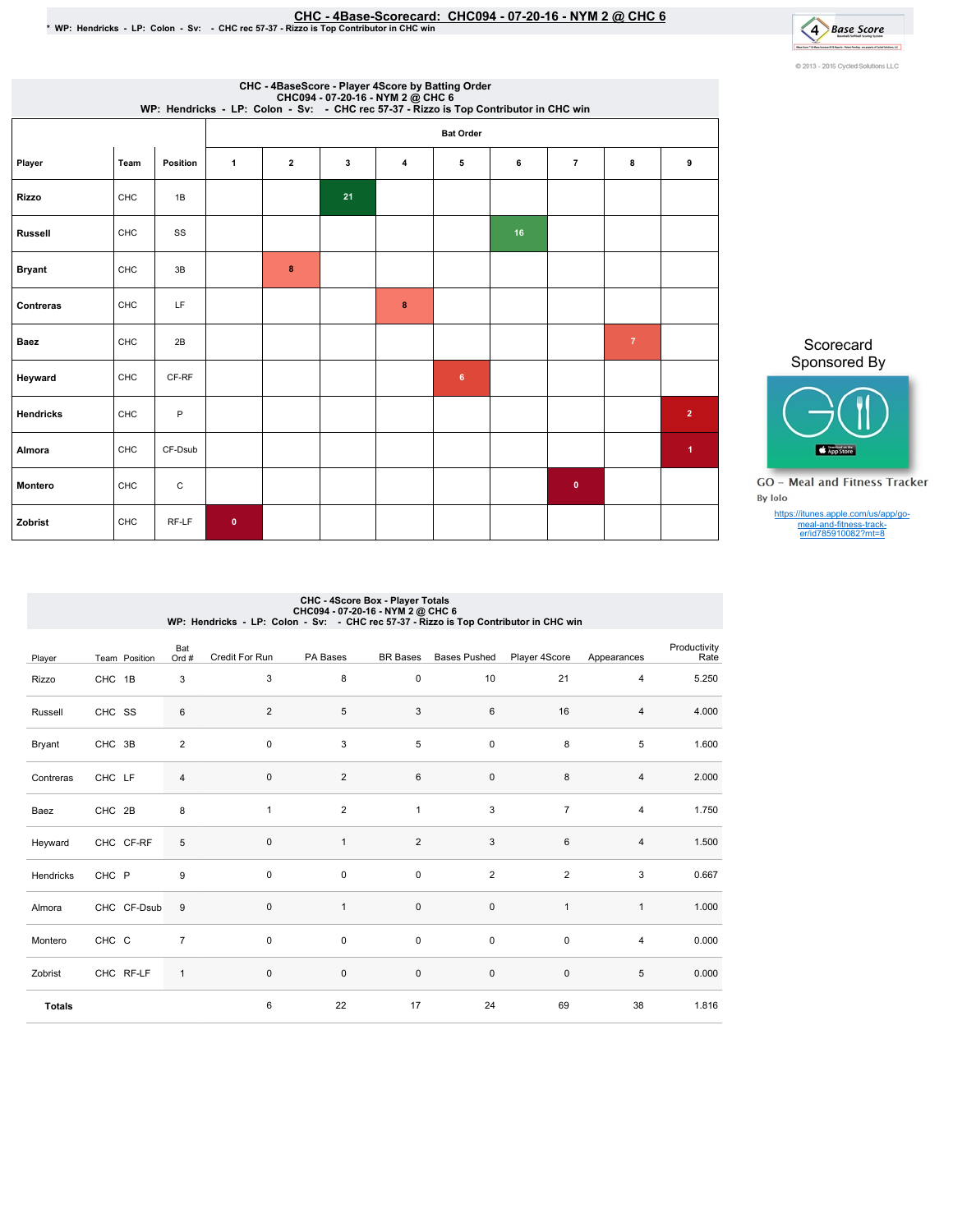# CHC - 4Base-Scorecard: CHC094 - 07-20-16 - NYM 2 @ CHC 6

\* WP: Hendricks - LP: Colon - Sv: - CHC rec 57-37 - Rizzo is Top Contributor in CHC win

© 2013 - 2016 Cycled Solutions LLC

## CHC - 4BaseScore - Player 4Score by Batting Order
CHC094 - 07-20-16 - NYM 2 @ CHC 6
WP: Hendricks - LP: Colon - Sv: - CHC rec 57-37 - Rizzo is Top Contributor in CHC win

| Player | Team | Position | Bat Order 1 | 2 | 3 | 4 | 5 | 6 | 7 | 8 | 9 |
|---|---|---|---|---|---|---|---|---|---|---|---|
| Rizzo | CHC | 1B | | | 21 | | | | | | |
| Russell | CHC | SS | | | | | | 16 | | | |
| Bryant | CHC | 3B | | 8 | | | | | | | |
| Contreras | CHC | LF | | | | 8 | | | | | |
| Baez | CHC | 2B | | | | | | | | 7 | |
| Heyward | CHC | CF-RF | | | | | 6 | | | | |
| Hendricks | CHC | P | | | | | | | | | 2 |
| Almora | CHC | CF-Dsub | | | | | | | | | 1 |
| Montero | CHC | C | | | | | | | 0 | | |
| Zobrist | CHC | RF-LF | 0 | | | | | | | | |

Scorecard Sponsored By

GO - Meal and Fitness Tracker
By Iolo

https://itunes.apple.com/us/app/go-meal-and-fitness-track-er/id785910082?mt=8

## CHC - 4Score Box - Player Totals
CHC094 - 07-20-16 - NYM 2 @ CHC 6
WP: Hendricks - LP: Colon - Sv: - CHC rec 57-37 - Rizzo is Top Contributor in CHC win

| Player | Team | Position | Bat Ord # | Credit For Run | PA Bases | BR Bases | Bases Pushed | Player 4Score | Appearances | Productivity Rate |
|---|---|---|---|---|---|---|---|---|---|---|
| Rizzo | CHC | 1B | 3 | 3 | 8 | 0 | 10 | 21 | 4 | 5.250 |
| Russell | CHC | SS | 6 | 2 | 5 | 3 | 6 | 16 | 4 | 4.000 |
| Bryant | CHC | 3B | 2 | 0 | 3 | 5 | 0 | 8 | 5 | 1.600 |
| Contreras | CHC | LF | 4 | 0 | 2 | 6 | 0 | 8 | 4 | 2.000 |
| Baez | CHC | 2B | 8 | 1 | 2 | 1 | 3 | 7 | 4 | 1.750 |
| Heyward | CHC | CF-RF | 5 | 0 | 1 | 2 | 3 | 6 | 4 | 1.500 |
| Hendricks | CHC | P | 9 | 0 | 0 | 0 | 2 | 2 | 3 | 0.667 |
| Almora | CHC | CF-Dsub | 9 | 0 | 1 | 0 | 0 | 1 | 1 | 1.000 |
| Montero | CHC | C | 7 | 0 | 0 | 0 | 0 | 0 | 4 | 0.000 |
| Zobrist | CHC | RF-LF | 1 | 0 | 0 | 0 | 0 | 0 | 5 | 0.000 |
| **Totals** | | | | 6 | 22 | 17 | 24 | 69 | 38 | 1.816 |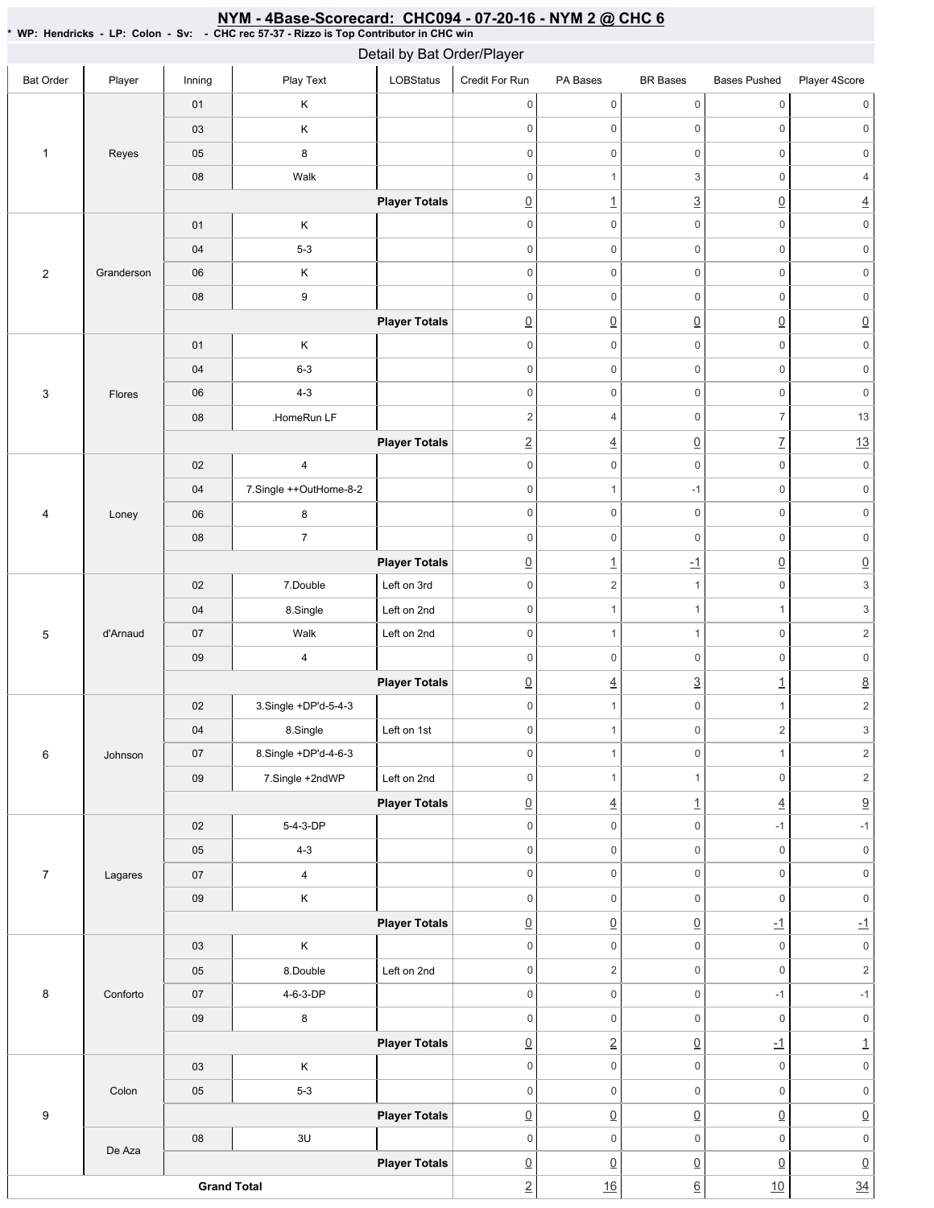## NYM - 4Base-Scorecard: CHC094 - 07-20-16 - NYM 2 @ CHC 6

\* WP: Hendricks - LP: Colon - Sv: - CHC rec 57-37 - Rizzo is Top Contributor in CHC win

### Detail by Bat Order/Player

| Bat Order | Player | Inning | Play Text | LOBStatus | Credit For Run | PA Bases | BR Bases | Bases Pushed | Player 4Score |
|---|---|---|---|---|---|---|---|---|---|
| 1 | Reyes | 01 | K | | 0 | 0 | 0 | 0 | 0 |
| | | 03 | K | | 0 | 0 | 0 | 0 | 0 |
| | | 05 | 8 | | 0 | 0 | 0 | 0 | 0 |
| | | 08 | Walk | | 0 | 1 | 3 | 0 | 4 |
| | | | | **Player Totals** | 0 | 1 | 3 | 0 | 4 |
| 2 | Granderson | 01 | K | | 0 | 0 | 0 | 0 | 0 |
| | | 04 | 5-3 | | 0 | 0 | 0 | 0 | 0 |
| | | 06 | K | | 0 | 0 | 0 | 0 | 0 |
| | | 08 | 9 | | 0 | 0 | 0 | 0 | 0 |
| | | | | **Player Totals** | 0 | 0 | 0 | 0 | 0 |
| 3 | Flores | 01 | K | | 0 | 0 | 0 | 0 | 0 |
| | | 04 | 6-3 | | 0 | 0 | 0 | 0 | 0 |
| | | 06 | 4-3 | | 0 | 0 | 0 | 0 | 0 |
| | | 08 | .HomeRun LF | | 2 | 4 | 0 | 7 | 13 |
| | | | | **Player Totals** | 2 | 4 | 0 | 7 | 13 |
| 4 | Loney | 02 | 4 | | 0 | 0 | 0 | 0 | 0 |
| | | 04 | 7.Single ++OutHome-8-2 | | 0 | 1 | -1 | 0 | 0 |
| | | 06 | 8 | | 0 | 0 | 0 | 0 | 0 |
| | | 08 | 7 | | 0 | 0 | 0 | 0 | 0 |
| | | | | **Player Totals** | 0 | 1 | -1 | 0 | 0 |
| 5 | d'Arnaud | 02 | 7.Double | Left on 3rd | 0 | 2 | 1 | 0 | 3 |
| | | 04 | 8.Single | Left on 2nd | 0 | 1 | 1 | 1 | 3 |
| | | 07 | Walk | Left on 2nd | 0 | 1 | 1 | 0 | 2 |
| | | 09 | 4 | | 0 | 0 | 0 | 0 | 0 |
| | | | | **Player Totals** | 0 | 4 | 3 | 1 | 8 |
| 6 | Johnson | 02 | 3.Single +DP'd-5-4-3 | | 0 | 1 | 0 | 1 | 2 |
| | | 04 | 8.Single | Left on 1st | 0 | 1 | 0 | 2 | 3 |
| | | 07 | 8.Single +DP'd-4-6-3 | | 0 | 1 | 0 | 1 | 2 |
| | | 09 | 7.Single +2ndWP | Left on 2nd | 0 | 1 | 1 | 0 | 2 |
| | | | | **Player Totals** | 0 | 4 | 1 | 4 | 9 |
| 7 | Lagares | 02 | 5-4-3-DP | | 0 | 0 | 0 | -1 | -1 |
| | | 05 | 4-3 | | 0 | 0 | 0 | 0 | 0 |
| | | 07 | 4 | | 0 | 0 | 0 | 0 | 0 |
| | | 09 | K | | 0 | 0 | 0 | 0 | 0 |
| | | | | **Player Totals** | 0 | 0 | 0 | -1 | -1 |
| 8 | Conforto | 03 | K | | 0 | 0 | 0 | 0 | 0 |
| | | 05 | 8.Double | Left on 2nd | 0 | 2 | 0 | 0 | 2 |
| | | 07 | 4-6-3-DP | | 0 | 0 | 0 | -1 | -1 |
| | | 09 | 8 | | 0 | 0 | 0 | 0 | 0 |
| | | | | **Player Totals** | 0 | 2 | 0 | -1 | 1 |
| 9 | Colon | 03 | K | | 0 | 0 | 0 | 0 | 0 |
| | | 05 | 5-3 | | 0 | 0 | 0 | 0 | 0 |
| | | | | **Player Totals** | 0 | 0 | 0 | 0 | 0 |
| | De Aza | 08 | 3U | | 0 | 0 | 0 | 0 | 0 |
| | | | | **Player Totals** | 0 | 0 | 0 | 0 | 0 |
| **Grand Total** | | | | | 2 | 16 | 6 | 10 | 34 |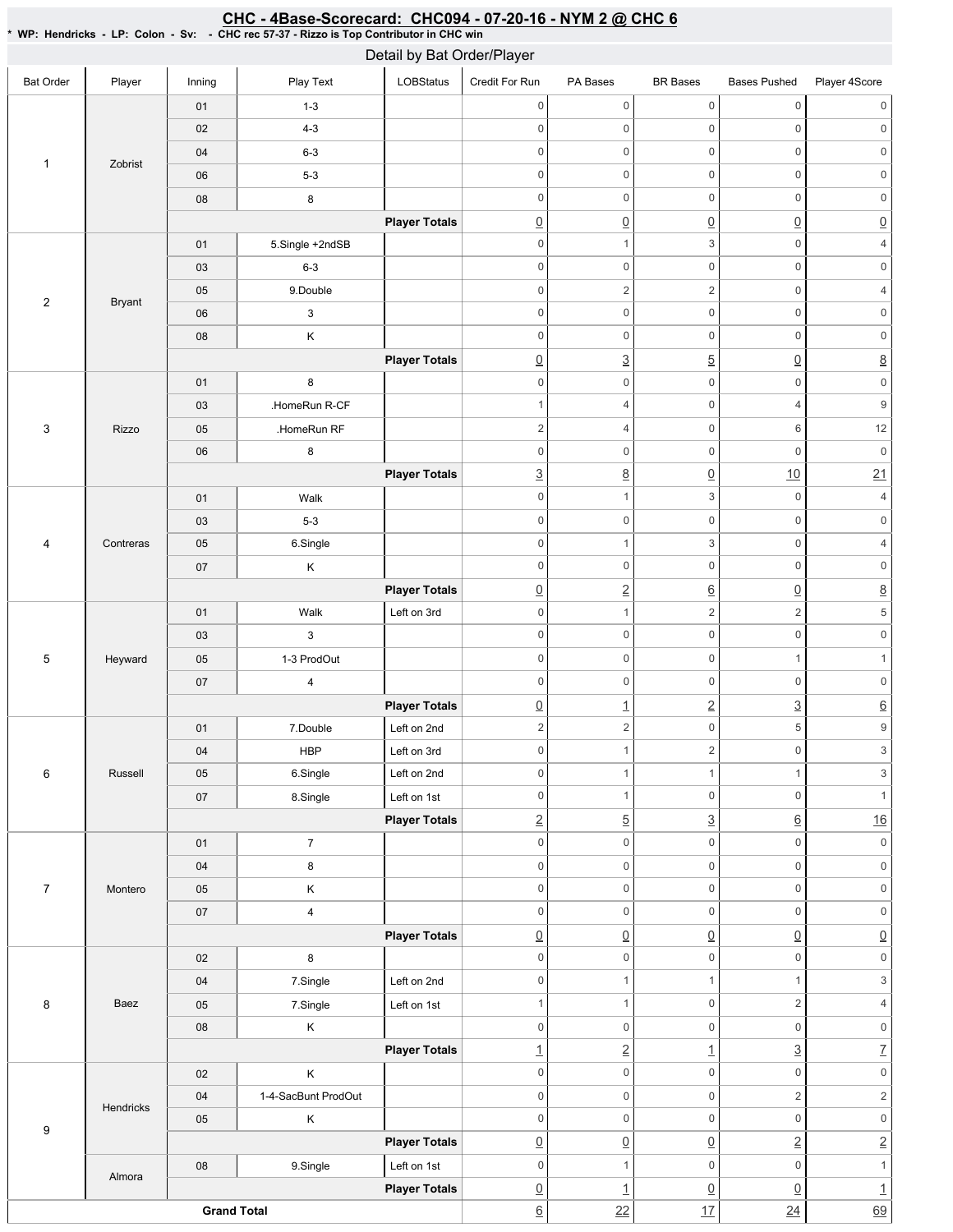# CHC - 4Base-Scorecard: CHC094 - 07-20-16 - NYM 2 @ CHC 6

**\* WP: Hendricks - LP: Colon - Sv: - CHC rec 57-37 - Rizzo is Top Contributor in CHC win**

## Detail by Bat Order/Player

| Bat Order | Player | Inning | Play Text | LOBStatus | Credit For Run | PA Bases | BR Bases | Bases Pushed | Player 4Score |
|---|---|---|---|---|---|---|---|---|---|
| 1 | Zobrist | 01 | 1-3 | | 0 | 0 | 0 | 0 | 0 |
| | | 02 | 4-3 | | 0 | 0 | 0 | 0 | 0 |
| | | 04 | 6-3 | | 0 | 0 | 0 | 0 | 0 |
| | | 06 | 5-3 | | 0 | 0 | 0 | 0 | 0 |
| | | 08 | 8 | | 0 | 0 | 0 | 0 | 0 |
| | | | | **Player Totals** | 0 | 0 | 0 | 0 | 0 |
| 2 | Bryant | 01 | 5.Single +2ndSB | | 0 | 1 | 3 | 0 | 4 |
| | | 03 | 6-3 | | 0 | 0 | 0 | 0 | 0 |
| | | 05 | 9.Double | | 0 | 2 | 2 | 0 | 4 |
| | | 06 | 3 | | 0 | 0 | 0 | 0 | 0 |
| | | 08 | K | | 0 | 0 | 0 | 0 | 0 |
| | | | | **Player Totals** | 0 | 3 | 5 | 0 | 8 |
| 3 | Rizzo | 01 | 8 | | 0 | 0 | 0 | 0 | 0 |
| | | 03 | .HomeRun R-CF | | 1 | 4 | 0 | 4 | 9 |
| | | 05 | .HomeRun RF | | 2 | 4 | 0 | 6 | 12 |
| | | 06 | 8 | | 0 | 0 | 0 | 0 | 0 |
| | | | | **Player Totals** | 3 | 8 | 0 | 10 | 21 |
| 4 | Contreras | 01 | Walk | | 0 | 1 | 3 | 0 | 4 |
| | | 03 | 5-3 | | 0 | 0 | 0 | 0 | 0 |
| | | 05 | 6.Single | | 0 | 1 | 3 | 0 | 4 |
| | | 07 | K | | 0 | 0 | 0 | 0 | 0 |
| | | | | **Player Totals** | 0 | 2 | 6 | 0 | 8 |
| 5 | Heyward | 01 | Walk | Left on 3rd | 0 | 1 | 2 | 2 | 5 |
| | | 03 | 3 | | 0 | 0 | 0 | 0 | 0 |
| | | 05 | 1-3 ProdOut | | 0 | 0 | 0 | 1 | 1 |
| | | 07 | 4 | | 0 | 0 | 0 | 0 | 0 |
| | | | | **Player Totals** | 0 | 1 | 2 | 3 | 6 |
| 6 | Russell | 01 | 7.Double | Left on 2nd | 2 | 2 | 0 | 5 | 9 |
| | | 04 | HBP | Left on 3rd | 0 | 1 | 2 | 0 | 3 |
| | | 05 | 6.Single | Left on 2nd | 0 | 1 | 1 | 1 | 3 |
| | | 07 | 8.Single | Left on 1st | 0 | 1 | 0 | 0 | 1 |
| | | | | **Player Totals** | 2 | 5 | 3 | 6 | 16 |
| 7 | Montero | 01 | 7 | | 0 | 0 | 0 | 0 | 0 |
| | | 04 | 8 | | 0 | 0 | 0 | 0 | 0 |
| | | 05 | K | | 0 | 0 | 0 | 0 | 0 |
| | | 07 | 4 | | 0 | 0 | 0 | 0 | 0 |
| | | | | **Player Totals** | 0 | 0 | 0 | 0 | 0 |
| 8 | Baez | 02 | 8 | | 0 | 0 | 0 | 0 | 0 |
| | | 04 | 7.Single | Left on 2nd | 0 | 1 | 1 | 1 | 3 |
| | | 05 | 7.Single | Left on 1st | 1 | 1 | 0 | 2 | 4 |
| | | 08 | K | | 0 | 0 | 0 | 0 | 0 |
| | | | | **Player Totals** | 1 | 2 | 1 | 3 | 7 |
| 9 | Hendricks | 02 | K | | 0 | 0 | 0 | 0 | 0 |
| | | 04 | 1-4-SacBunt ProdOut | | 0 | 0 | 0 | 2 | 2 |
| | | 05 | K | | 0 | 0 | 0 | 0 | 0 |
| | | | | **Player Totals** | 0 | 0 | 0 | 2 | 2 |
| | Almora | 08 | 9.Single | Left on 1st | 0 | 1 | 0 | 0 | 1 |
| | | | | **Player Totals** | 0 | 1 | 0 | 0 | 1 |
| **Grand Total** | | | | | 6 | 22 | 17 | 24 | 69 |